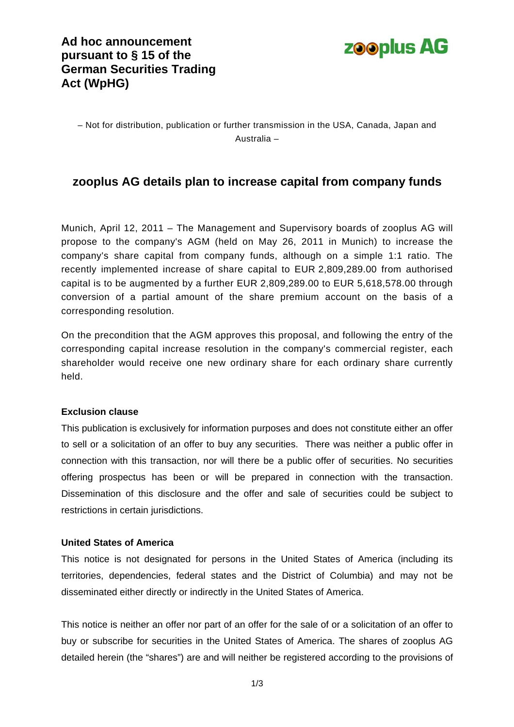**Ad hoc announcement pursuant to § 15 of the German Securities Trading Act (WpHG)**

zooplus AG

– Not for distribution, publication or further transmission in the USA, Canada, Japan and Australia –

# zooplus AG details plan to increase capital from company funds

Munich, April 12, 2011 – The Management and Supervisory boards of zooplus AG will propose to the company's AGM (held on May 26, 2011 in Munich) to increase the company's share capital from company funds, although on a simple 1:1 ratio. The recently implemented increase of share capital to EUR 2,809,289.00 from authorised capital is to be augmented by a further EUR 2,809,289.00 to EUR 5,618,578.00 through conversion of a partial amount of the share premium account on the basis of a corresponding resolution.

On the precondition that the AGM approves this proposal, and following the entry of the corresponding capital increase resolution in the company's commercial register, each shareholder would receive one new ordinary share for each ordinary share currently held.

**Exclusion clause**

This publication is exclusively for information purposes and does not constitute either an offer to sell or a solicitation of an offer to buy any securities. There was neither a public offer in connection with this transaction, nor will there be a public offer of securities. No securities offering prospectus has been or will be prepared in connection with the transaction. Dissemination of this disclosure and the offer and sale of securities could be subject to restrictions in certain jurisdictions.

**United States of America**

This notice is not designated for persons in the United States of America (including its territories, dependencies, federal states and the District of Columbia) and may not be disseminated either directly or indirectly in the United States of America.

This notice is neither an offer nor part of an offer for the sale of or a solicitation of an offer to buy or subscribe for securities in the United States of America. The shares of zooplus AG detailed herein (the "shares") are and will neither be registered according to the provisions of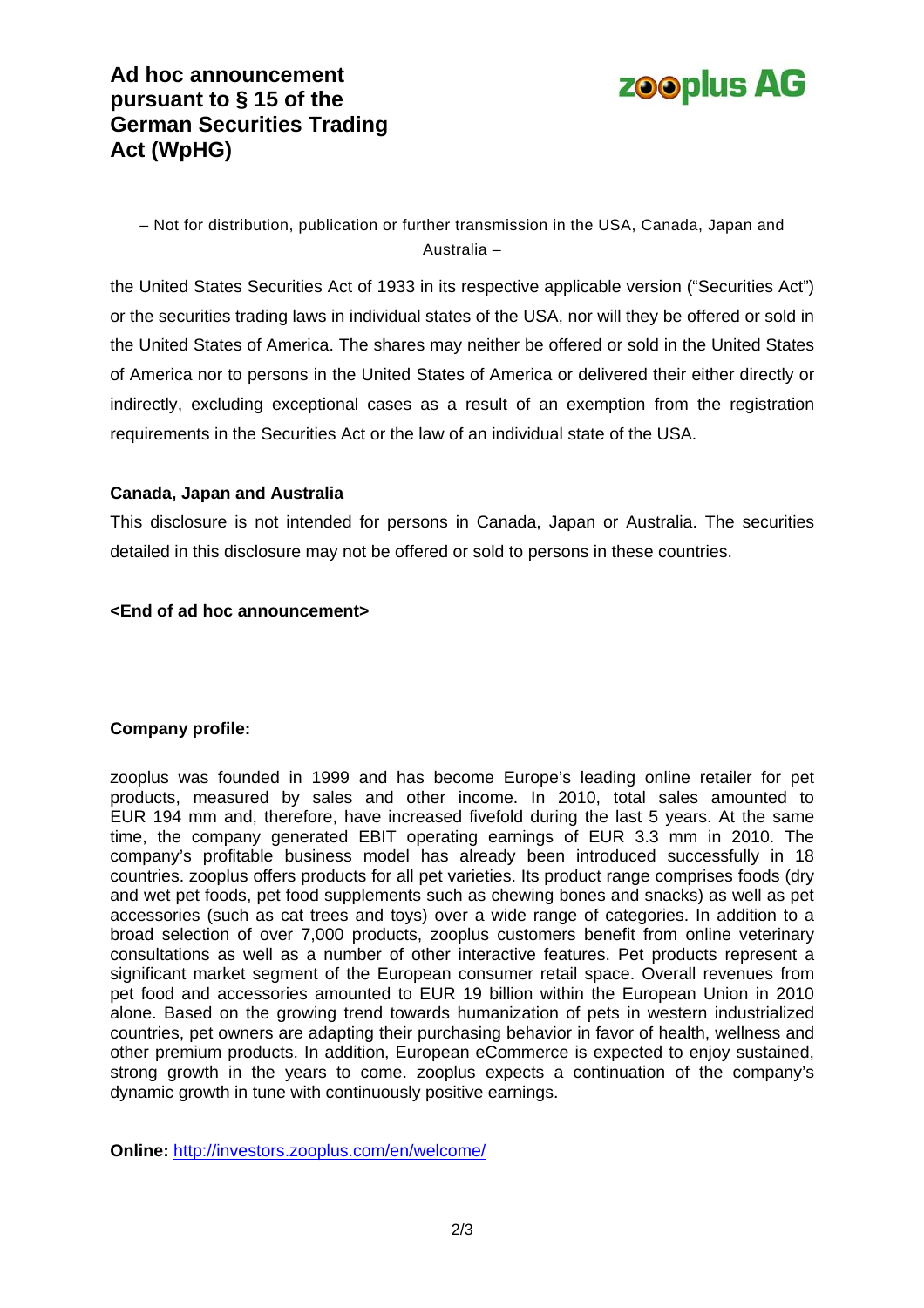– Not for distribution, publication or further transmission in the USA, Canada, Japan and Australia –

the United States Securities Act of 1933 in its respective applicable version ("Securities Act") or the securities trading laws in individual states of the USA, nor will they be offered or sold in the United States of America. The shares may neither be offered or sold in the United States of America nor to persons in the United States of America or delivered their either directly or indirectly, excluding exceptional cases as a result of an exemption from the registration requirements in the Securities Act or the law of an individual state of the USA.

**Canada, Japan and Australia**

This disclosure is not intended for persons in Canada, Japan or Australia. The securities detailed in this disclosure may not be offered or sold to persons in these countries.

**<End of ad hoc announcement>**

**Company profile:**

zooplus was founded in 1999 and has become Europe's leading online retailer for pet products, measured by sales and other income. In 2010, total sales amounted to EUR 194 mm and, therefore, have increased fivefold during the last 5 years. At the same time, the company generated EBIT operating earnings of EUR 3.3 mm in 2010. The company's profitable business model has already been introduced successfully in 18 countries. zooplus offers products for all pet varieties. Its product range comprises foods (dry and wet pet foods, pet food supplements such as chewing bones and snacks) as well as pet accessories (such as cat trees and toys) over a wide range of categories. In addition to a broad selection of over 7,000 products, zooplus customers benefit from online veterinary consultations as well as a number of other interactive features. Pet products represent a significant market segment of the European consumer retail space. Overall revenues from pet food and accessories amounted to EUR 19 billion within the European Union in 2010 alone. Based on the growing trend towards humanization of pets in western industrialized countries, pet owners are adapting their purchasing behavior in favor of health, wellness and other premium products. In addition, European eCommerce is expected to enjoy sustained, strong growth in the years to come. zooplus expects a continuation of the company's dynamic growth in tune with continuously positive earnings.

**Online:** http://investors.zooplus.com/en/welcome/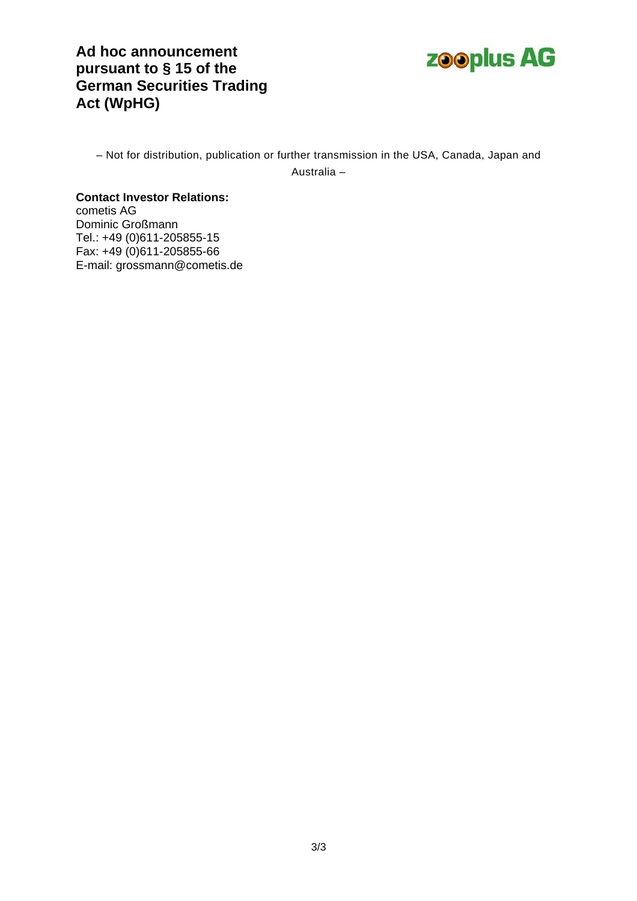– Not for distribution, publication or further transmission in the USA, Canada, Japan and Australia –

**Contact Investor Relations:**
cometis AG
Dominic Großmann
Tel.: +49 (0)611-205855-15
Fax: +49 (0)611-205855-66
E-mail: grossmann@cometis.de